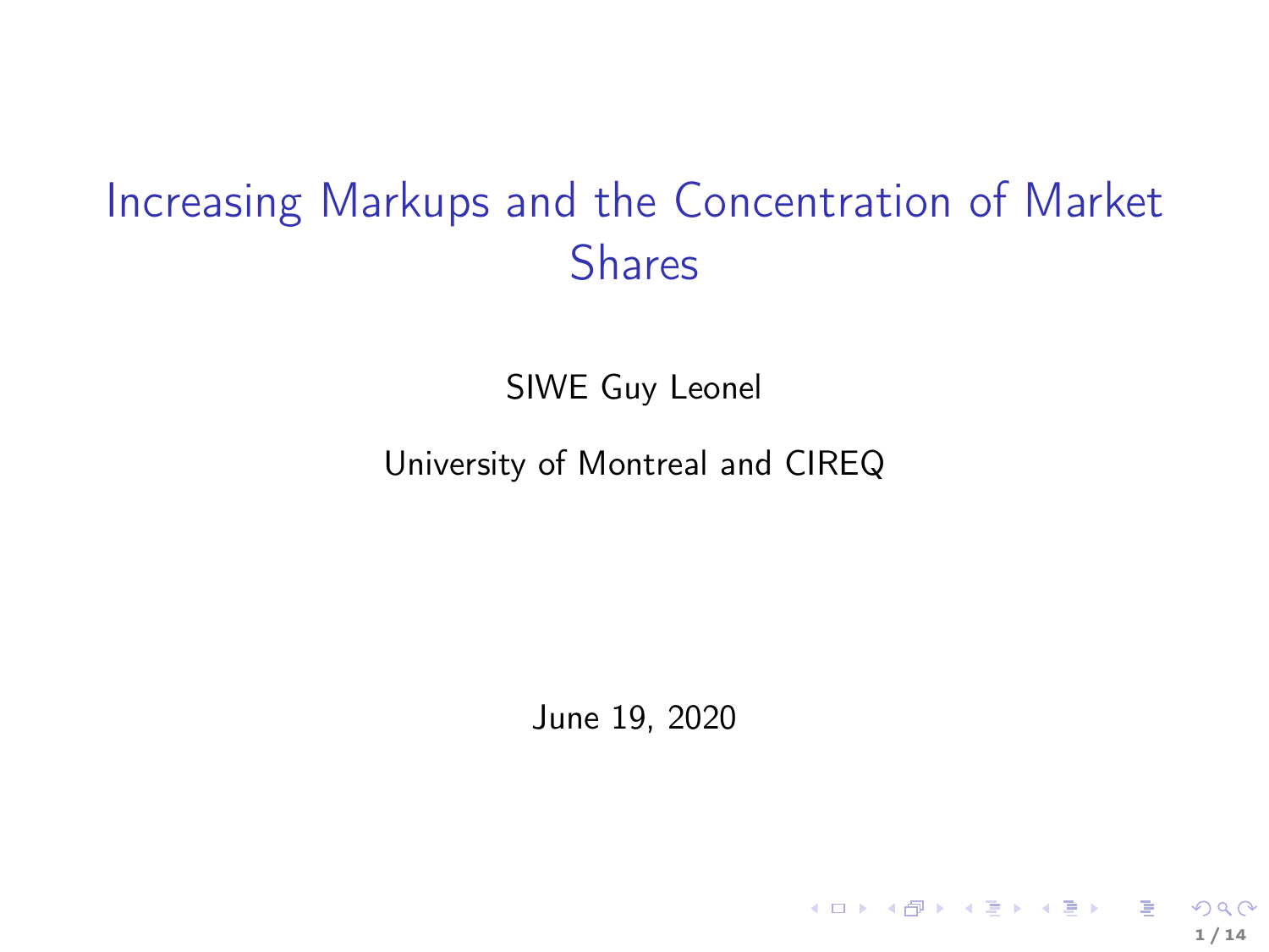# Increasing Markups and the Concentration of Market Shares

SIWE Guy Leonel

University of Montreal and CIREQ

June 19, 2020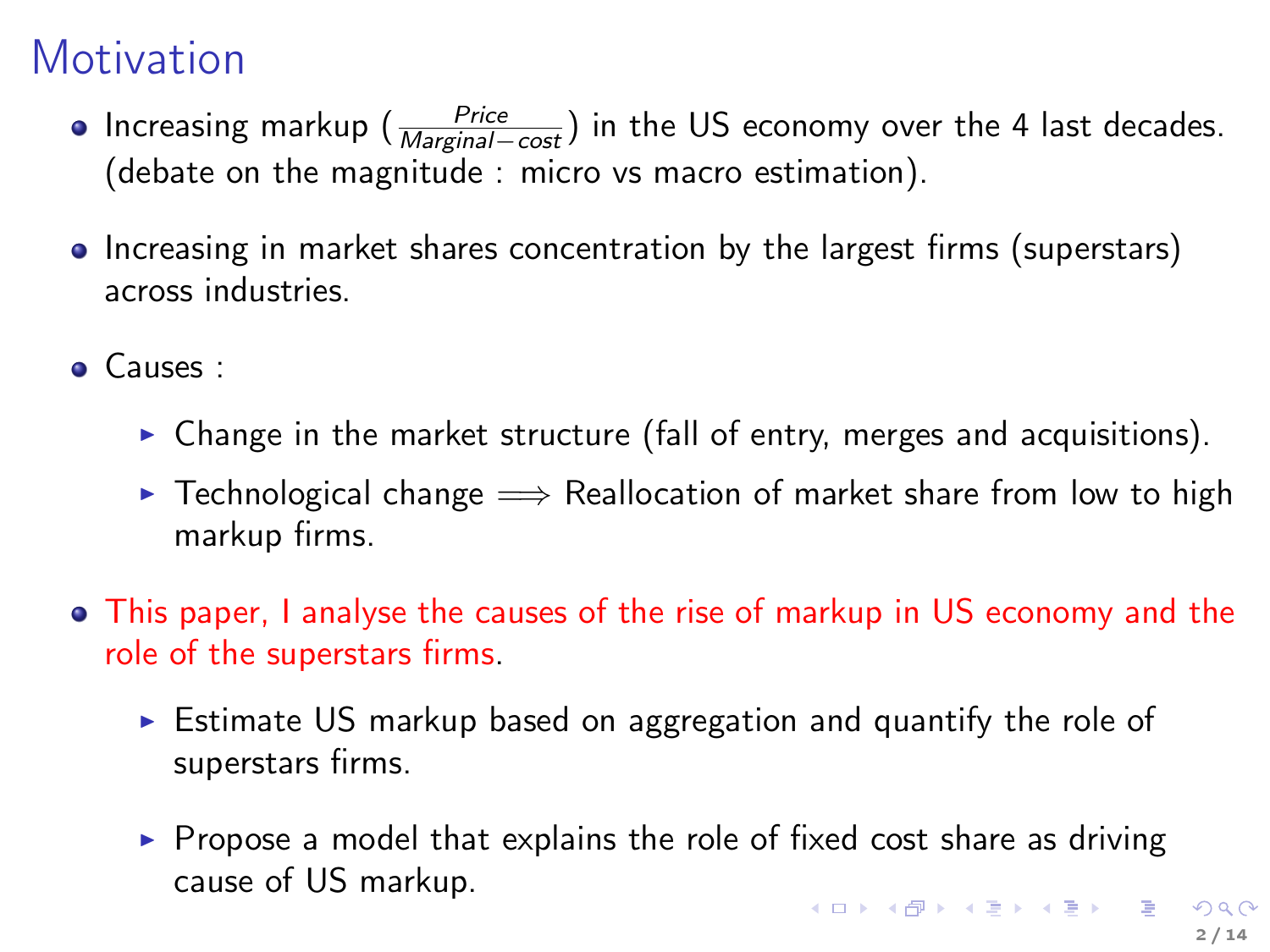# Motivation

- Increasing markup ($\frac{Price}{Marginal-cost}$) in the US economy over the 4 last decades. (debate on the magnitude : micro vs macro estimation).
- Increasing in market shares concentration by the largest firms (superstars) across industries.
- Causes :
  - Change in the market structure (fall of entry, merges and acquisitions).
  - Technological change $\Longrightarrow$ Reallocation of market share from low to high markup firms.
- This paper, I analyse the causes of the rise of markup in US economy and the role of the superstars firms.
  - Estimate US markup based on aggregation and quantify the role of superstars firms.
  - Propose a model that explains the role of fixed cost share as driving cause of US markup.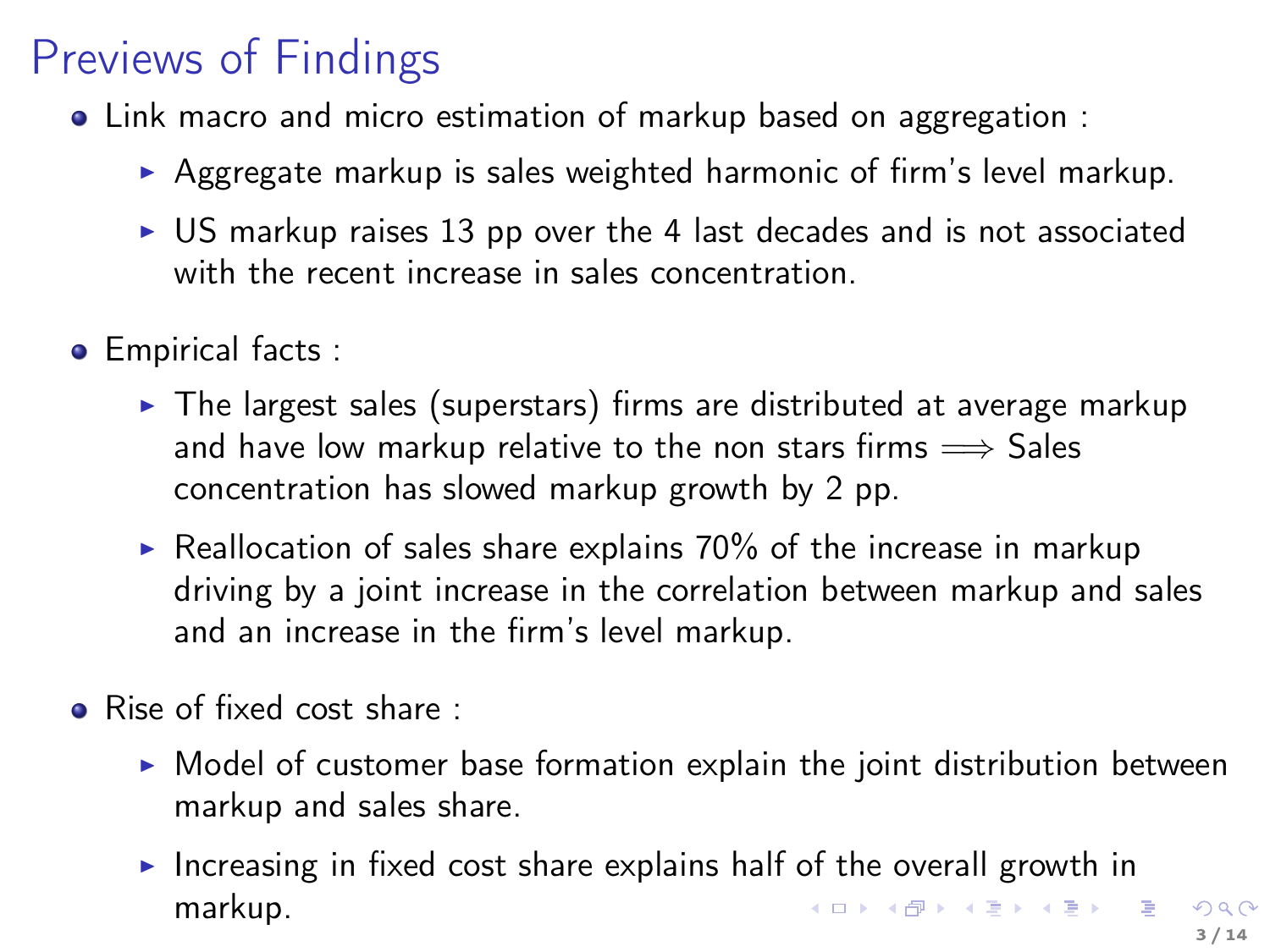# Previews of Findings

- Link macro and micro estimation of markup based on aggregation :
  - Aggregate markup is sales weighted harmonic of firm's level markup.
  - US markup raises 13 pp over the 4 last decades and is not associated with the recent increase in sales concentration.

- Empirical facts :
  - The largest sales (superstars) firms are distributed at average markup and have low markup relative to the non stars firms $\Longrightarrow$ Sales concentration has slowed markup growth by 2 pp.
  - Reallocation of sales share explains 70% of the increase in markup driving by a joint increase in the correlation between markup and sales and an increase in the firm's level markup.

- Rise of fixed cost share :
  - Model of customer base formation explain the joint distribution between markup and sales share.
  - Increasing in fixed cost share explains half of the overall growth in markup.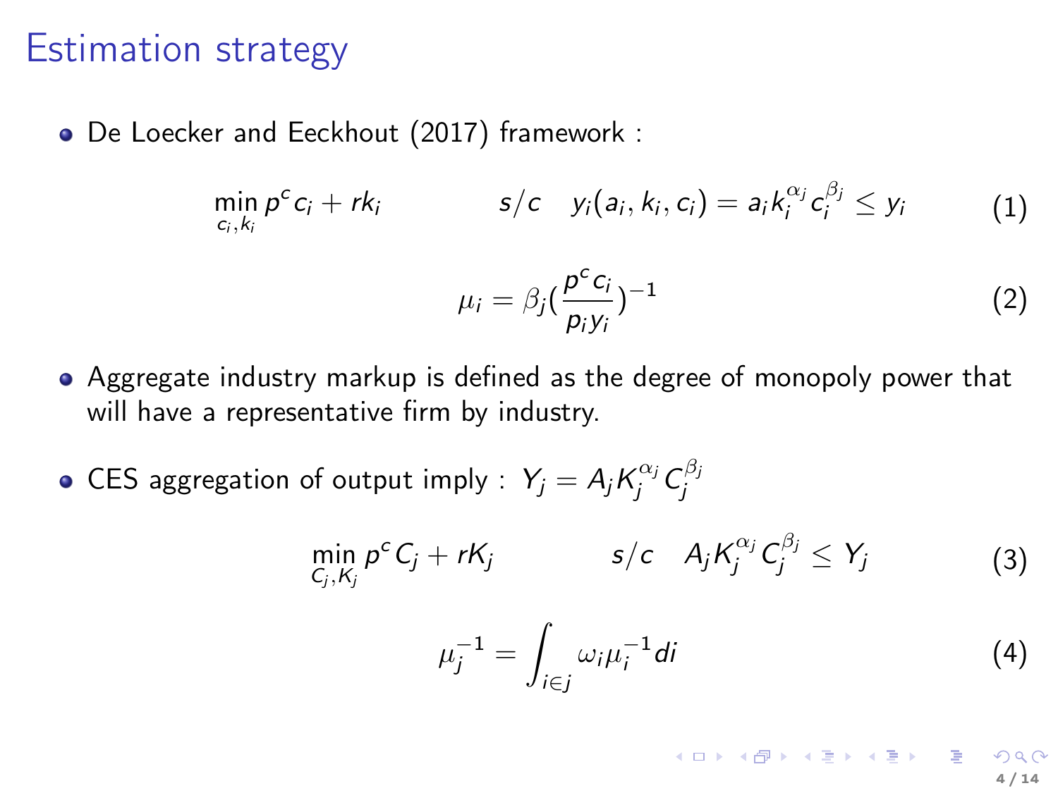# Estimation strategy

- De Loecker and Eeckhout (2017) framework :

$$\min_{c_i, k_i} p^c c_i + r k_i \qquad s/c \quad y_i(a_i, k_i, c_i) = a_i k_i^{\alpha_j} c_i^{\beta_j} \leq y_i \tag{1}$$

$$\mu_i = \beta_j \left(\frac{p^c c_i}{p_i y_i}\right)^{-1} \tag{2}$$

- Aggregate industry markup is defined as the degree of monopoly power that will have a representative firm by industry.

- CES aggregation of output imply : $Y_j = A_j K_j^{\alpha_j} C_j^{\beta_j}$

$$\min_{C_j, K_j} p^c C_j + r K_j \qquad s/c \quad A_j K_j^{\alpha_j} C_j^{\beta_j} \leq Y_j \tag{3}$$

$$\mu_j^{-1} = \int_{i \in j} \omega_i \mu_i^{-1} di \tag{4}$$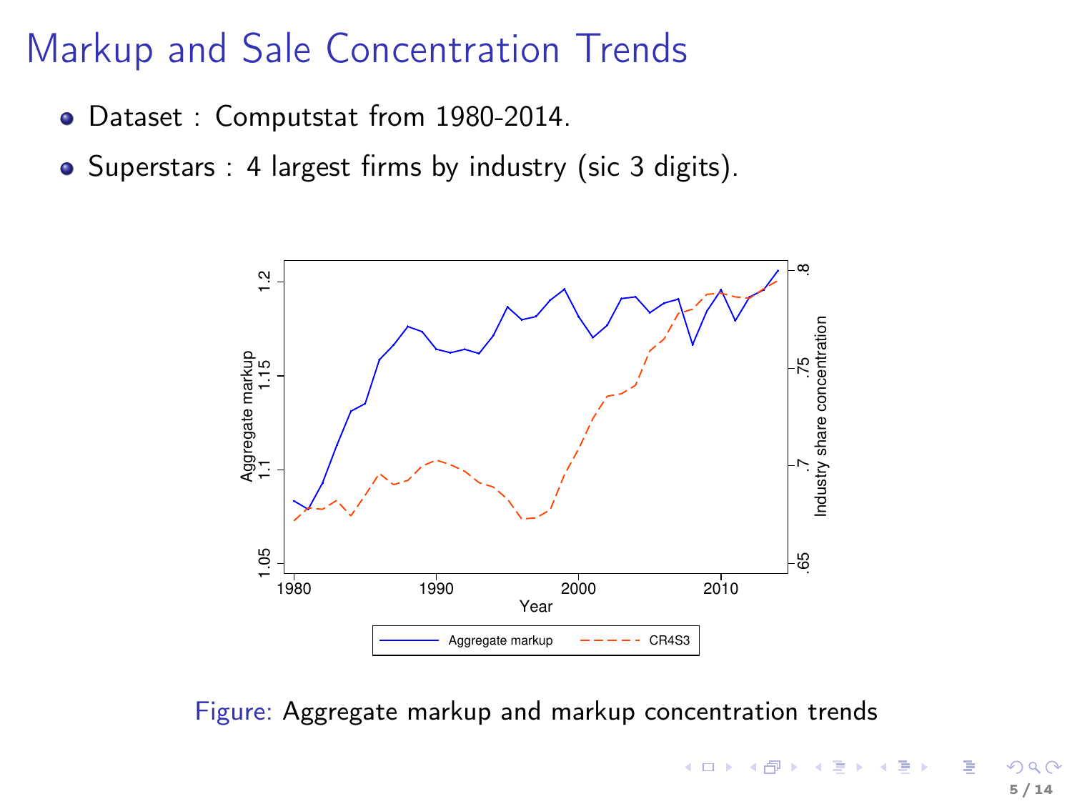# Markup and Sale Concentration Trends

- Dataset : Computstat from 1980-2014.
- Superstars : 4 largest firms by industry (sic 3 digits).

Figure: Aggregate markup and markup concentration trends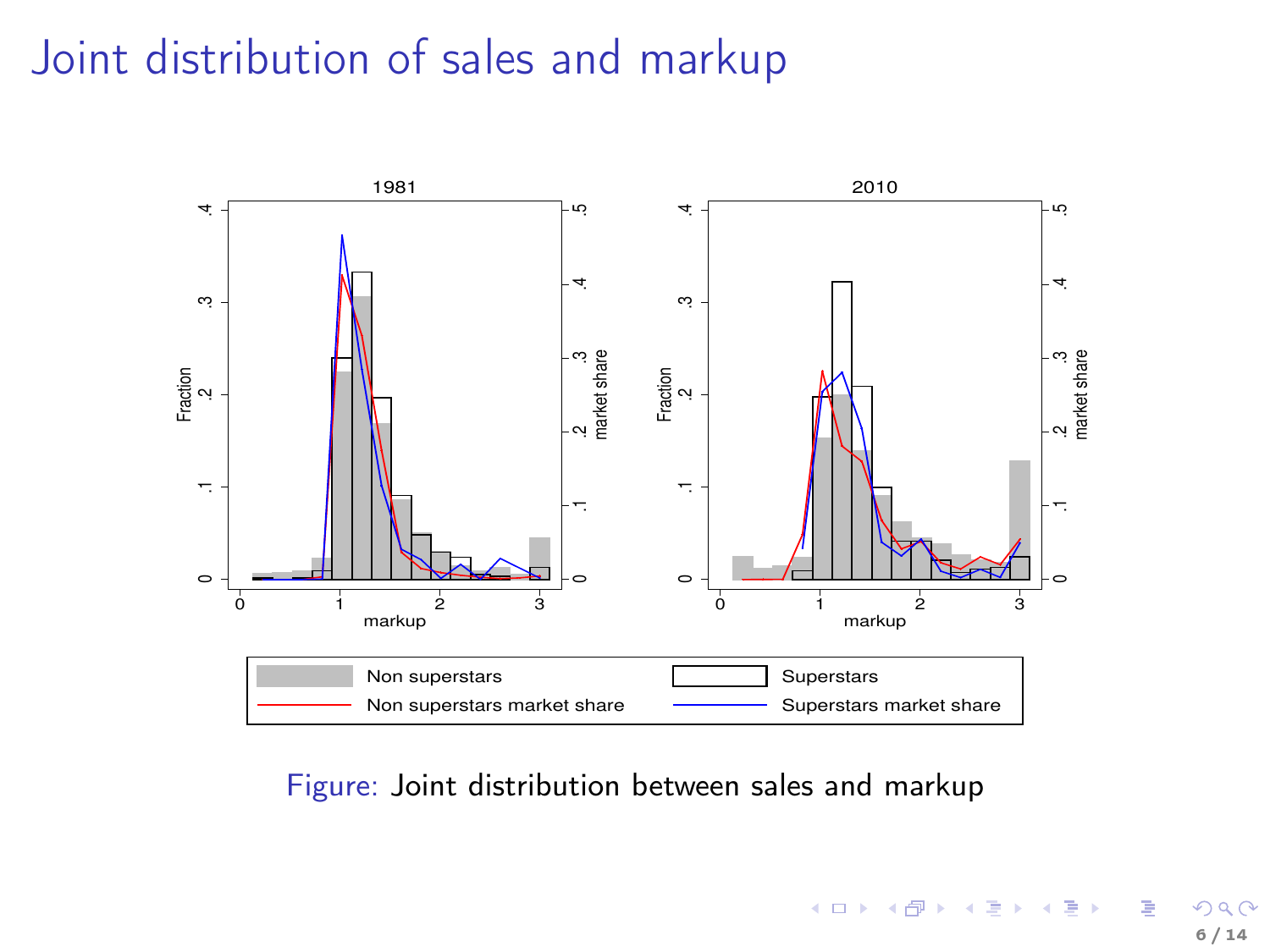# Joint distribution of sales and markup

1981

Fraction

0 .1 .2 .3 .4

market share

0 .1 .2 .3 .4 .5

markup

0 1 2 3

2010

Fraction

0 .1 .2 .3 .4

market share

0 .1 .2 .3 .4 .5

markup

0 1 2 3

Non superstars

Superstars

Non superstars market share

Superstars market share

Figure: Joint distribution between sales and markup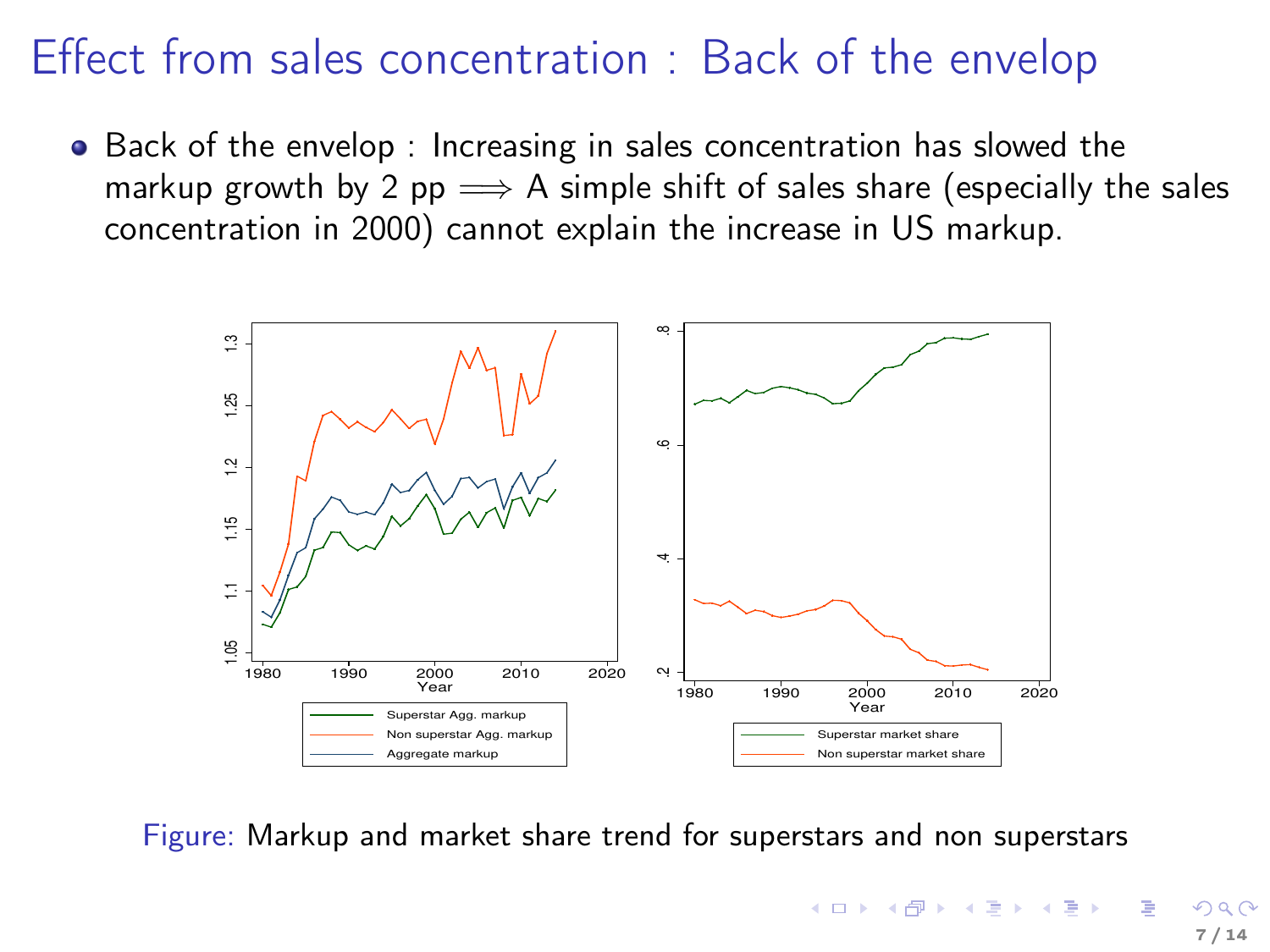# Effect from sales concentration : Back of the envelop

- Back of the envelop : Increasing in sales concentration has slowed the markup growth by 2 pp $\Longrightarrow$ A simple shift of sales share (especially the sales concentration in 2000) cannot explain the increase in US markup.

1.3
1.25
1.2
1.15
1.1
1.05
1980 1990 2000 2010 2020
Year

Superstar Agg. markup
Non superstar Agg. markup
Aggregate markup

.8
.6
.4
.2
1980 1990 2000 2010 2020
Year

Superstar market share
Non superstar market share

Figure: Markup and market share trend for superstars and non superstars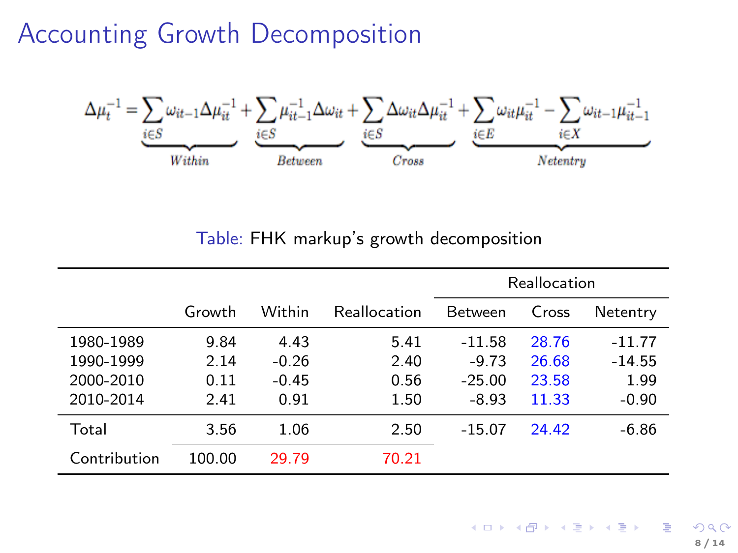# Accounting Growth Decomposition

$$\Delta\mu_t^{-1} = \underbrace{\sum_{i\in S}\omega_{it-1}\Delta\mu_{it}^{-1}}_{Within} + \underbrace{\sum_{i\in S}\mu_{it-1}^{-1}\Delta\omega_{it}}_{Between} + \underbrace{\sum_{i\in S}\Delta\omega_{it}\Delta\mu_{it}^{-1}}_{Cross} + \underbrace{\sum_{i\in E}\omega_{it}\mu_{it}^{-1} - \sum_{i\in X}\omega_{it-1}\mu_{it-1}^{-1}}_{Netentry}$$

Table: FHK markup's growth decomposition

| | | | | Reallocation | | |
|---|---|---|---|---|---|---|
| | Growth | Within | Reallocation | Between | Cross | Netentry |
| 1980-1989 | 9.84 | 4.43 | 5.41 | -11.58 | 28.76 | -11.77 |
| 1990-1999 | 2.14 | -0.26 | 2.40 | -9.73 | 26.68 | -14.55 |
| 2000-2010 | 0.11 | -0.45 | 0.56 | -25.00 | 23.58 | 1.99 |
| 2010-2014 | 2.41 | 0.91 | 1.50 | -8.93 | 11.33 | -0.90 |
| Total | 3.56 | 1.06 | 2.50 | -15.07 | 24.42 | -6.86 |
| Contribution | 100.00 | 29.79 | 70.21 | | | |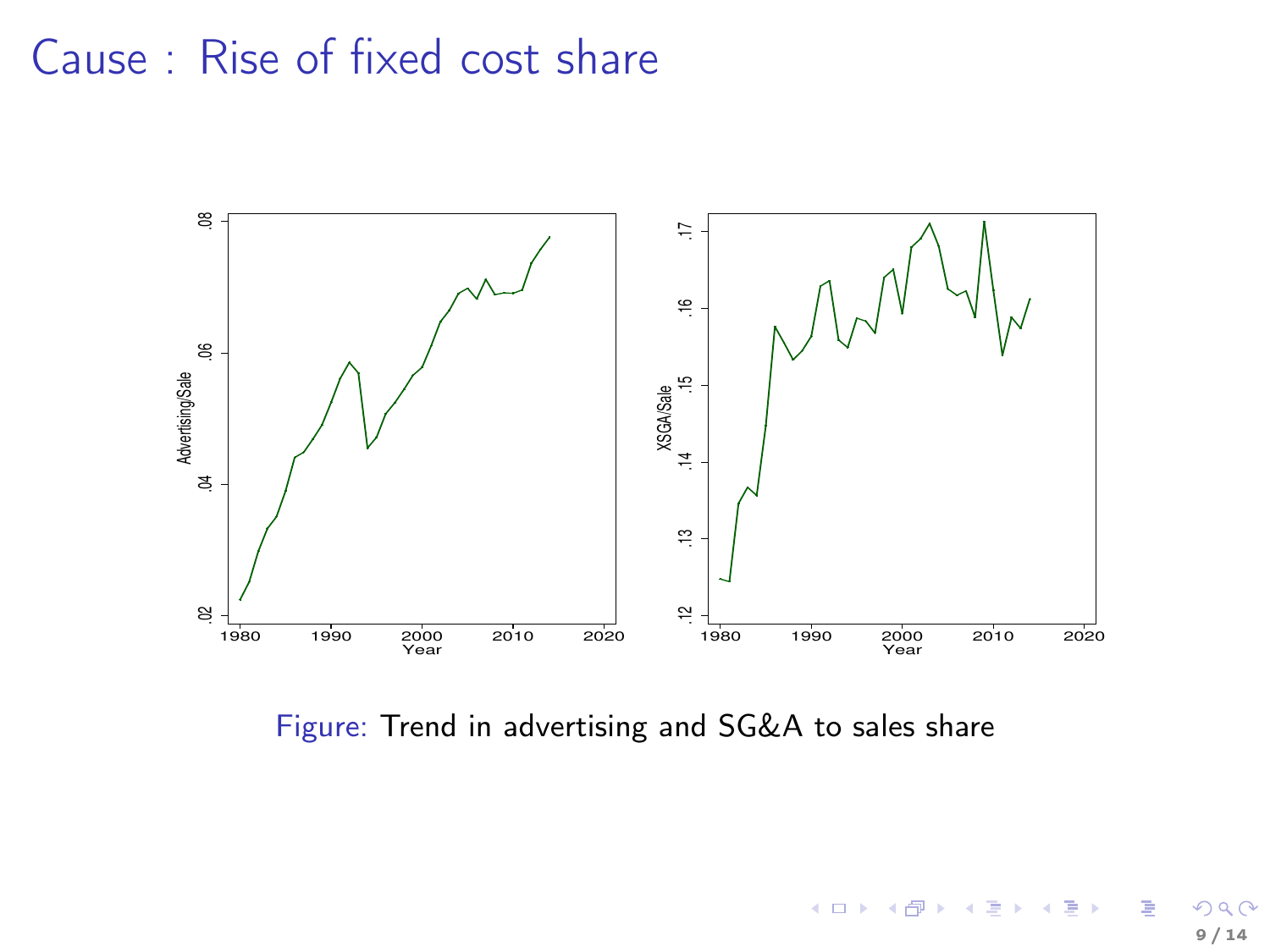# Cause : Rise of fixed cost share

Advertising/Sale

.02
.04
.06
.08

1980
1990
2000
2010
2020

Year

XSGA/Sale

.12
.13
.14
.15
.16
.17

1980
1990
2000
2010
2020

Year

Figure: Trend in advertising and SG&A to sales share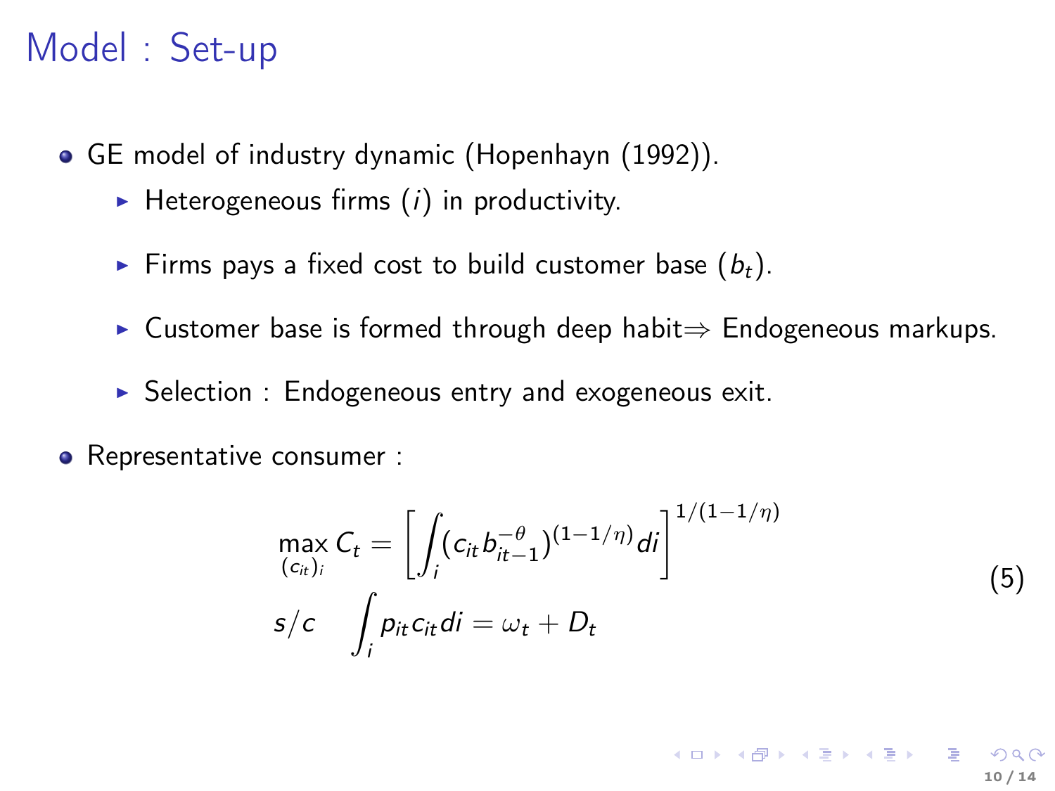# Model : Set-up

- GE model of industry dynamic (Hopenhayn (1992)).
  - Heterogeneous firms ($i$) in productivity.
  - Firms pays a fixed cost to build customer base ($b_t$).
  - Customer base is formed through deep habit⇒ Endogeneous markups.
  - Selection : Endogeneous entry and exogeneous exit.
- Representative consumer :

$$
\begin{aligned}
&\max_{(c_{it})_i} C_t = \left[ \int_i (c_{it} b_{it-1}^{-\theta})^{(1-1/\eta)} di \right]^{1/(1-1/\eta)} \\
&s/c \quad \int_i p_{it} c_{it} di = \omega_t + D_t
\end{aligned}
\tag{5}
$$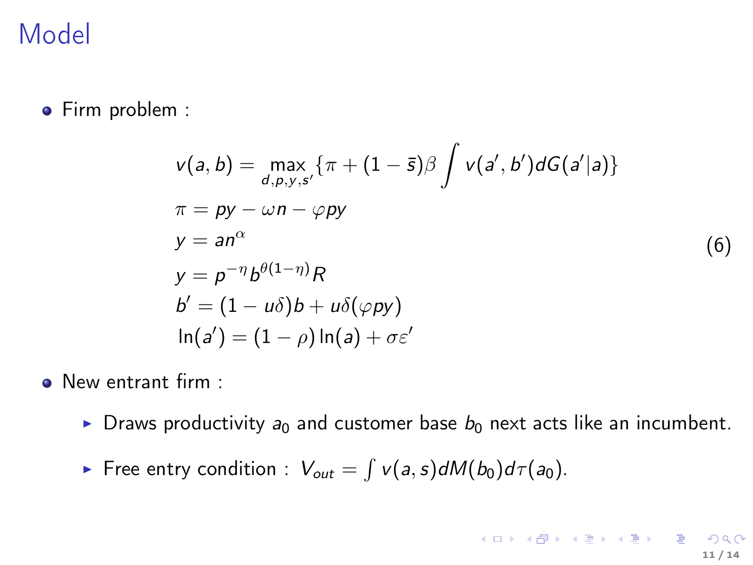# Model

- Firm problem :

$$
\begin{aligned}
& v(a,b) = \max_{d,p,y,s'} \{\pi + (1-\bar{s})\beta \int v(a',b') dG(a'|a)\} \\
& \pi = py - \omega n - \varphi py \\
& y = an^{\alpha} \\
& y = p^{-\eta} b^{\theta(1-\eta)} R \\
& b' = (1-u\delta)b + u\delta(\varphi py) \\
& \ln(a') = (1-\rho)\ln(a) + \sigma\varepsilon'
\end{aligned}
\tag{6}
$$

- New entrant firm :
  - Draws productivity $a_0$ and customer base $b_0$ next acts like an incumbent.
  - Free entry condition : $V_{out} = \int v(a,s) dM(b_0) d\tau(a_0)$.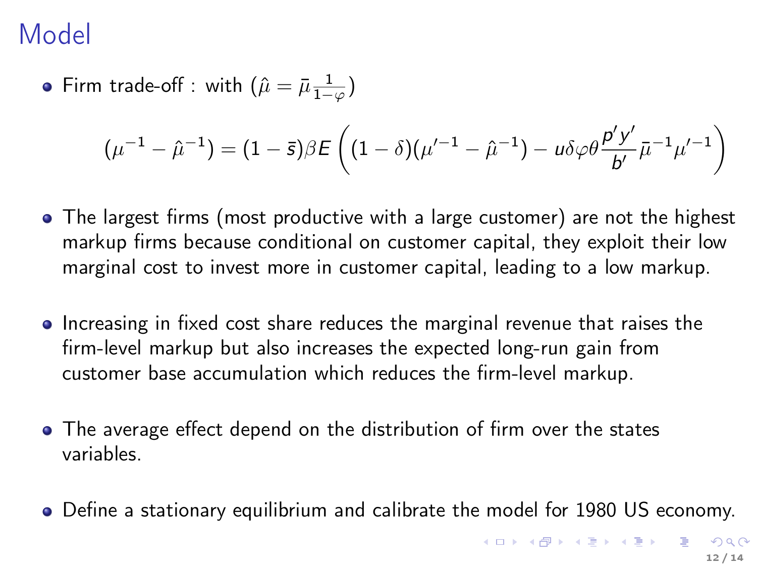# Model

- Firm trade-off : with ($\hat{\mu} = \bar{\mu}\frac{1}{1-\varphi}$)

$$(\mu^{-1} - \hat{\mu}^{-1}) = (1 - \bar{s})\beta E\left((1-\delta)(\mu'^{-1} - \hat{\mu}^{-1}) - u\delta\varphi\theta\frac{p'y'}{b'}\bar{\mu}^{-1}\mu'^{-1}\right)$$

- The largest firms (most productive with a large customer) are not the highest markup firms because conditional on customer capital, they exploit their low marginal cost to invest more in customer capital, leading to a low markup.

- Increasing in fixed cost share reduces the marginal revenue that raises the firm-level markup but also increases the expected long-run gain from customer base accumulation which reduces the firm-level markup.

- The average effect depend on the distribution of firm over the states variables.

- Define a stationary equilibrium and calibrate the model for 1980 US economy.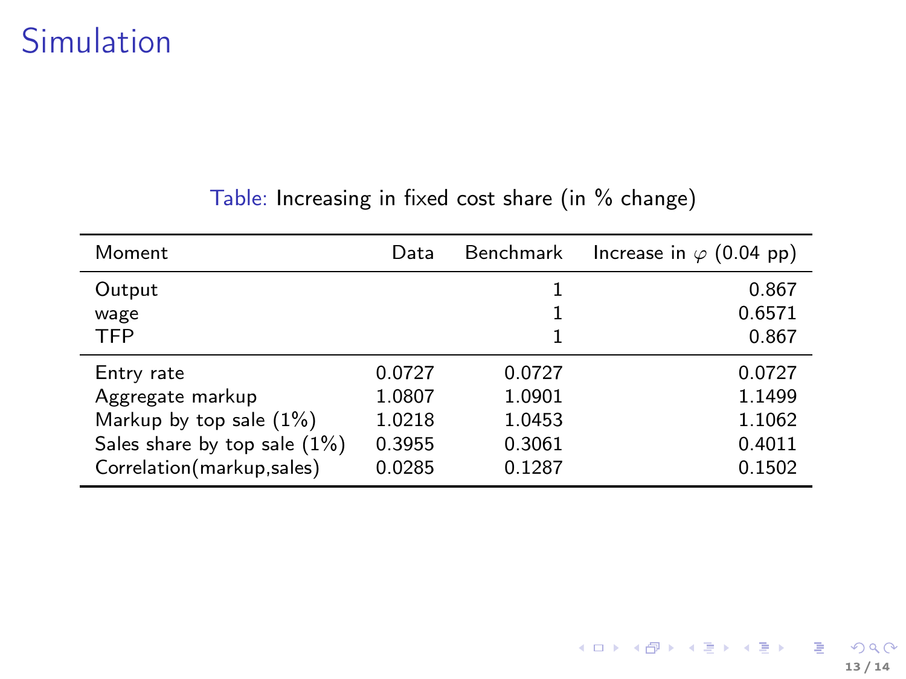# Simulation

Table: Increasing in fixed cost share (in % change)

| Moment | Data | Benchmark | Increase in $\varphi$ (0.04 pp) |
|---|---|---|---|
| Output | | 1 | 0.867 |
| wage | | 1 | 0.6571 |
| TFP | | 1 | 0.867 |
| Entry rate | 0.0727 | 0.0727 | 0.0727 |
| Aggregate markup | 1.0807 | 1.0901 | 1.1499 |
| Markup by top sale (1%) | 1.0218 | 1.0453 | 1.1062 |
| Sales share by top sale (1%) | 0.3955 | 0.3061 | 0.4011 |
| Correlation(markup,sales) | 0.0285 | 0.1287 | 0.1502 |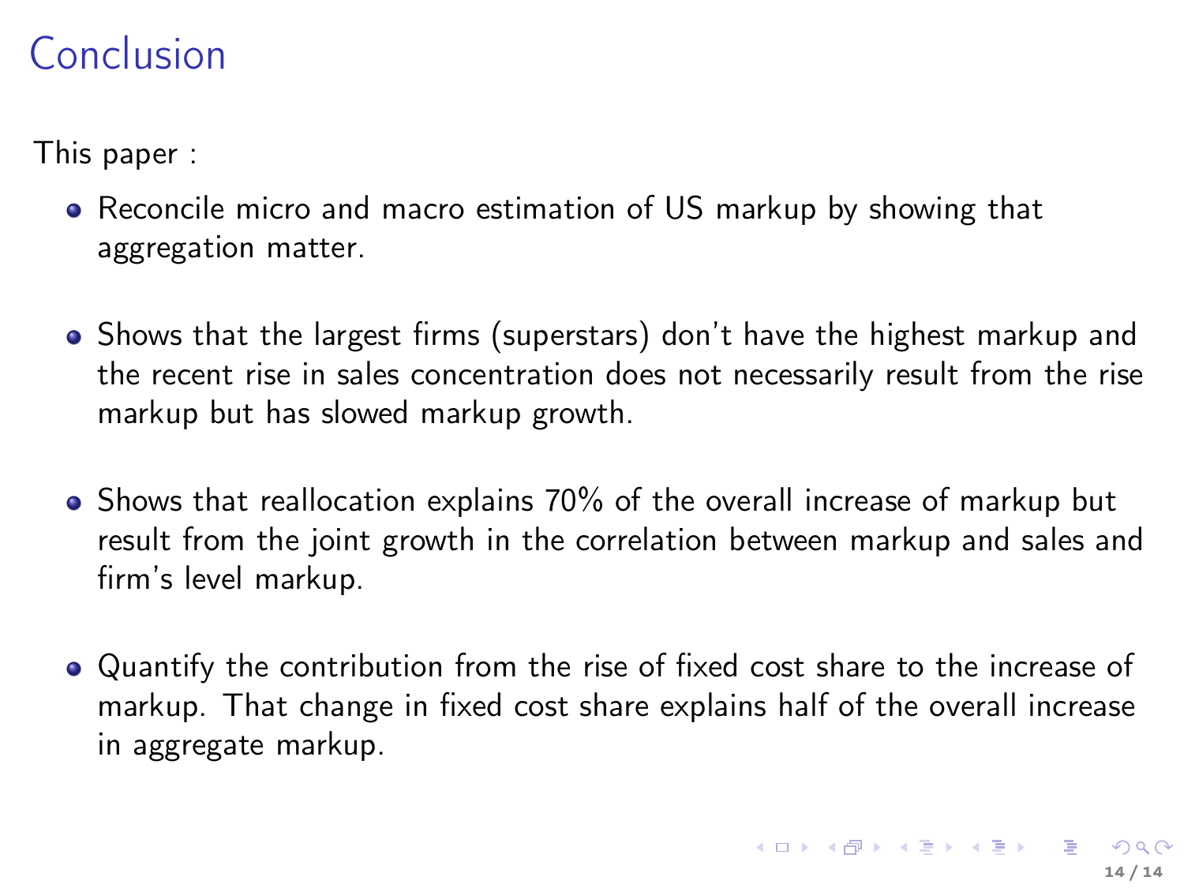# Conclusion

This paper :

- Reconcile micro and macro estimation of US markup by showing that aggregation matter.
- Shows that the largest firms (superstars) don't have the highest markup and the recent rise in sales concentration does not necessarily result from the rise markup but has slowed markup growth.
- Shows that reallocation explains 70% of the overall increase of markup but result from the joint growth in the correlation between markup and sales and firm's level markup.
- Quantify the contribution from the rise of fixed cost share to the increase of markup. That change in fixed cost share explains half of the overall increase in aggregate markup.